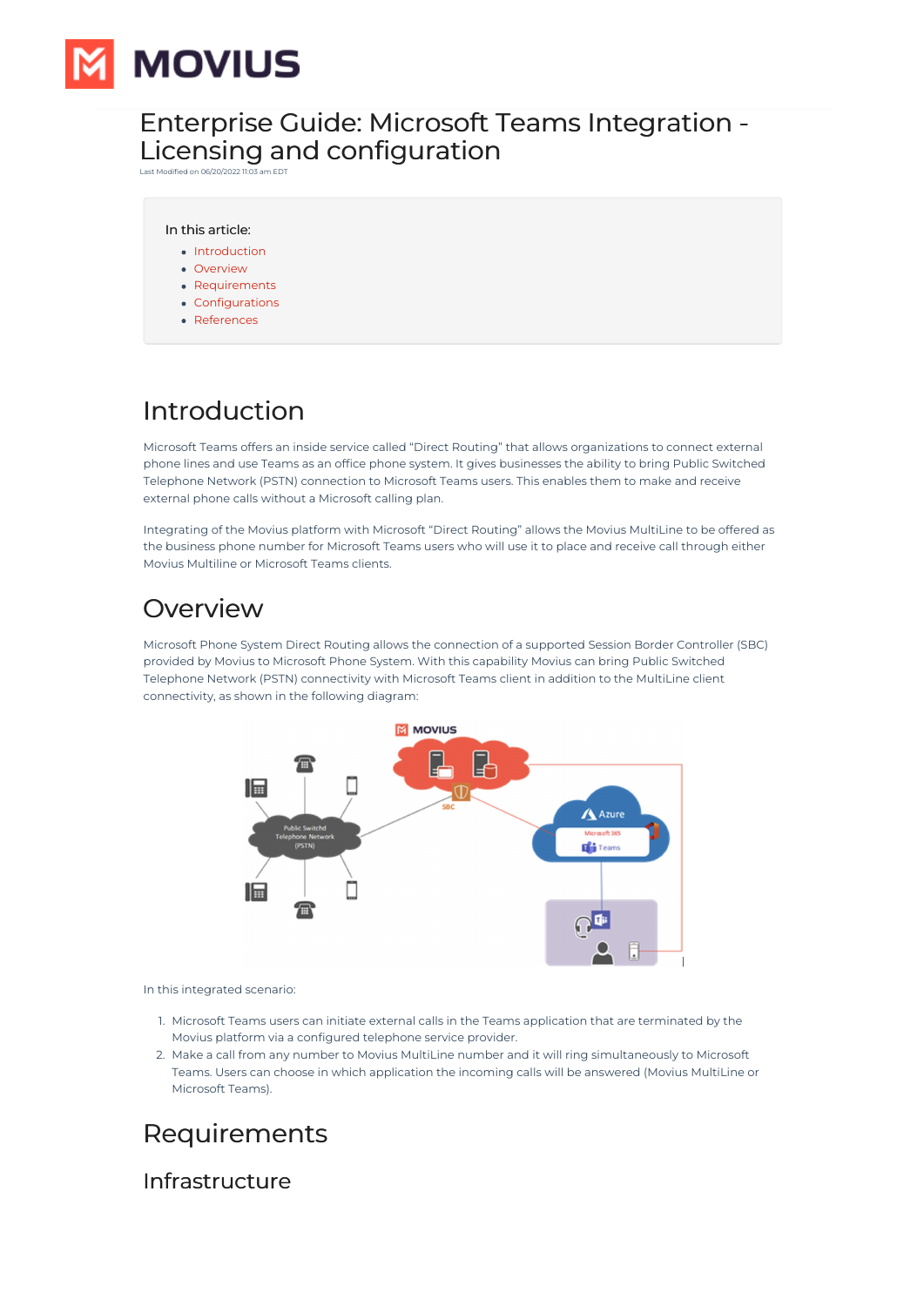# Enterprise Guide: Microsoft Teams Integration - Licensing and configuration

Last Modified on 06/20/2022 11:03 am EDT

In this article:

- Introduction
- Overview
- Requirements
- Configurations
- References

## Introduction

Microsoft Teams offers an inside service called "Direct Routing" that allows organizations to connect external phone lines and use Teams as an office phone system. It gives businesses the ability to bring Public Switched Telephone Network (PSTN) connection to Microsoft Teams users. This enables them to make and receive external phone calls without a Microsoft calling plan.

Integrating of the Movius platform with Microsoft "Direct Routing" allows the Movius MultiLine to be offered as the business phone number for Microsoft Teams users who will use it to place and receive call through either Movius Multiline or Microsoft Teams clients.

## Overview

Microsoft Phone System Direct Routing allows the connection of a supported Session Border Controller (SBC) provided by Movius to Microsoft Phone System. With this capability Movius can bring Public Switched Telephone Network (PSTN) connectivity with Microsoft Teams client in addition to the MultiLine client connectivity, as shown in the following diagram:

In this integrated scenario:

1. Microsoft Teams users can initiate external calls in the Teams application that are terminated by the Movius platform via a configured telephone service provider.
2. Make a call from any number to Movius MultiLine number and it will ring simultaneously to Microsoft Teams. Users can choose in which application the incoming calls will be answered (Movius MultiLine or Microsoft Teams).

## Requirements

### Infrastructure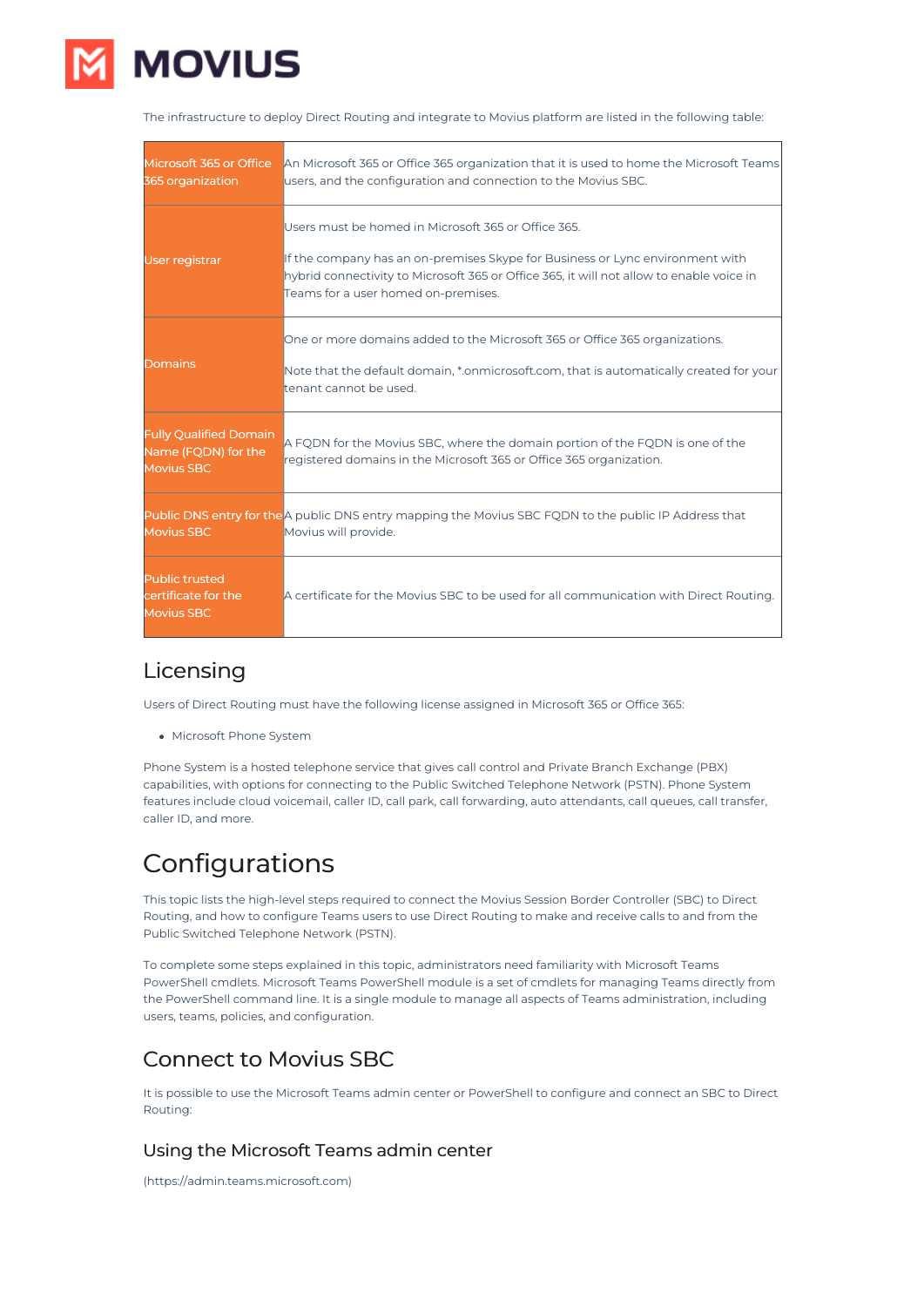The infrastructure to deploy Direct Routing and integrate to Movius platform are listed in the following table:

| Microsoft 365 or Office 365 organization | An Microsoft 365 or Office 365 organization that it is used to home the Microsoft Teams users, and the configuration and connection to the Movius SBC. |
|---|---|
| User registrar | Users must be homed in Microsoft 365 or Office 365.<br><br>If the company has an on-premises Skype for Business or Lync environment with hybrid connectivity to Microsoft 365 or Office 365, it will not allow to enable voice in Teams for a user homed on-premises. |
| Domains | One or more domains added to the Microsoft 365 or Office 365 organizations.<br><br>Note that the default domain, *.onmicrosoft.com, that is automatically created for your tenant cannot be used. |
| Fully Qualified Domain Name (FQDN) for the Movius SBC | A FQDN for the Movius SBC, where the domain portion of the FQDN is one of the registered domains in the Microsoft 365 or Office 365 organization. |
| Public DNS entry for the Movius SBC | A public DNS entry mapping the Movius SBC FQDN to the public IP Address that Movius will provide. |
| Public trusted certificate for the Movius SBC | A certificate for the Movius SBC to be used for all communication with Direct Routing. |

## Licensing

Users of Direct Routing must have the following license assigned in Microsoft 365 or Office 365:

- Microsoft Phone System

Phone System is a hosted telephone service that gives call control and Private Branch Exchange (PBX) capabilities, with options for connecting to the Public Switched Telephone Network (PSTN). Phone System features include cloud voicemail, caller ID, call park, call forwarding, auto attendants, call queues, call transfer, caller ID, and more.

# Configurations

This topic lists the high-level steps required to connect the Movius Session Border Controller (SBC) to Direct Routing, and how to configure Teams users to use Direct Routing to make and receive calls to and from the Public Switched Telephone Network (PSTN).

To complete some steps explained in this topic, administrators need familiarity with Microsoft Teams PowerShell cmdlets. Microsoft Teams PowerShell module is a set of cmdlets for managing Teams directly from the PowerShell command line. It is a single module to manage all aspects of Teams administration, including users, teams, policies, and configuration.

## Connect to Movius SBC

It is possible to use the Microsoft Teams admin center or PowerShell to configure and connect an SBC to Direct Routing:

### Using the Microsoft Teams admin center

(https://admin.teams.microsoft.com)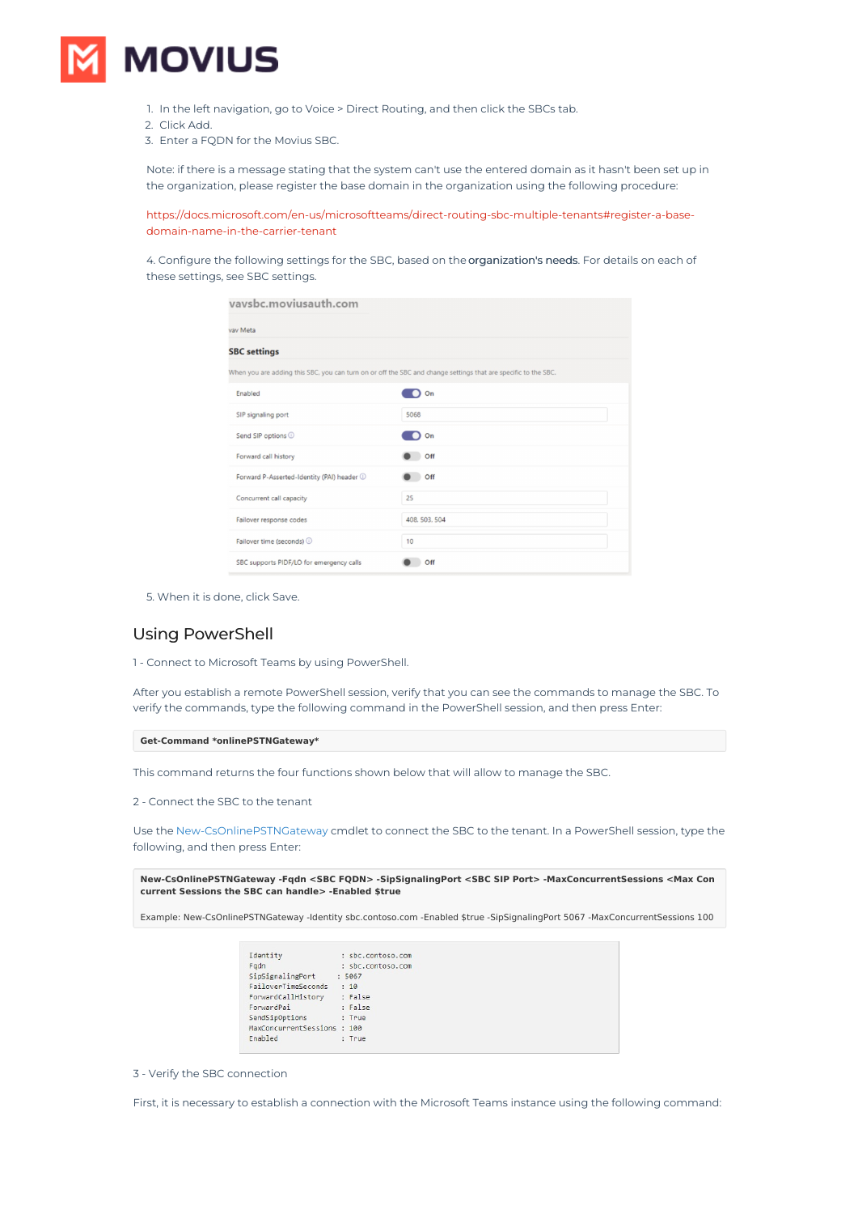1. In the left navigation, go to Voice > Direct Routing, and then click the SBCs tab.
2. Click Add.
3. Enter a FQDN for the Movius SBC.

Note: if there is a message stating that the system can't use the entered domain as it hasn't been set up in the organization, please register the base domain in the organization using the following procedure:

https://docs.microsoft.com/en-us/microsoftteams/direct-routing-sbc-multiple-tenants#register-a-base-domain-name-in-the-carrier-tenant

4. Configure the following settings for the SBC, based on the **organization's needs**. For details on each of these settings, see SBC settings.

vavsbc.moviusauth.com

vav Meta

**SBC settings**

When you are adding this SBC, you can turn on or off the SBC and change settings that are specific to the SBC.

| | |
|---|---|
| Enabled | On |
| SIP signaling port | 5068 |
| Send SIP options | On |
| Forward call history | Off |
| Forward P-Asserted-Identity (PAI) header | Off |
| Concurrent call capacity | 25 |
| Failover response codes | 408, 503, 504 |
| Failover time (seconds) | 10 |
| SBC supports PIDF/LO for emergency calls | Off |

5. When it is done, click Save.

## Using PowerShell

1 - Connect to Microsoft Teams by using PowerShell.

After you establish a remote PowerShell session, verify that you can see the commands to manage the SBC. To verify the commands, type the following command in the PowerShell session, and then press Enter:

```
Get-Command *onlinePSTNGateway*
```

This command returns the four functions shown below that will allow to manage the SBC.

2 - Connect the SBC to the tenant

Use the New-CsOnlinePSTNGateway cmdlet to connect the SBC to the tenant. In a PowerShell session, type the following, and then press Enter:

```
New-CsOnlinePSTNGateway -Fqdn <SBC FQDN> -SipSignalingPort <SBC SIP Port> -MaxConcurrentSessions <Max Concurrent Sessions the SBC can handle> -Enabled $true

Example: New-CsOnlinePSTNGateway -Identity sbc.contoso.com -Enabled $true -SipSignalingPort 5067 -MaxConcurrentSessions 100
```

```
Identity              : sbc.contoso.com
Fqdn                  : sbc.contoso.com
SipSignalingPort      : 5067
FailoverTimeSeconds   : 10
ForwardCallHistory    : False
ForwardPai            : False
SendSipOptions        : True
MaxConcurrentSessions : 100
Enabled               : True
```

3 - Verify the SBC connection

First, it is necessary to establish a connection with the Microsoft Teams instance using the following command: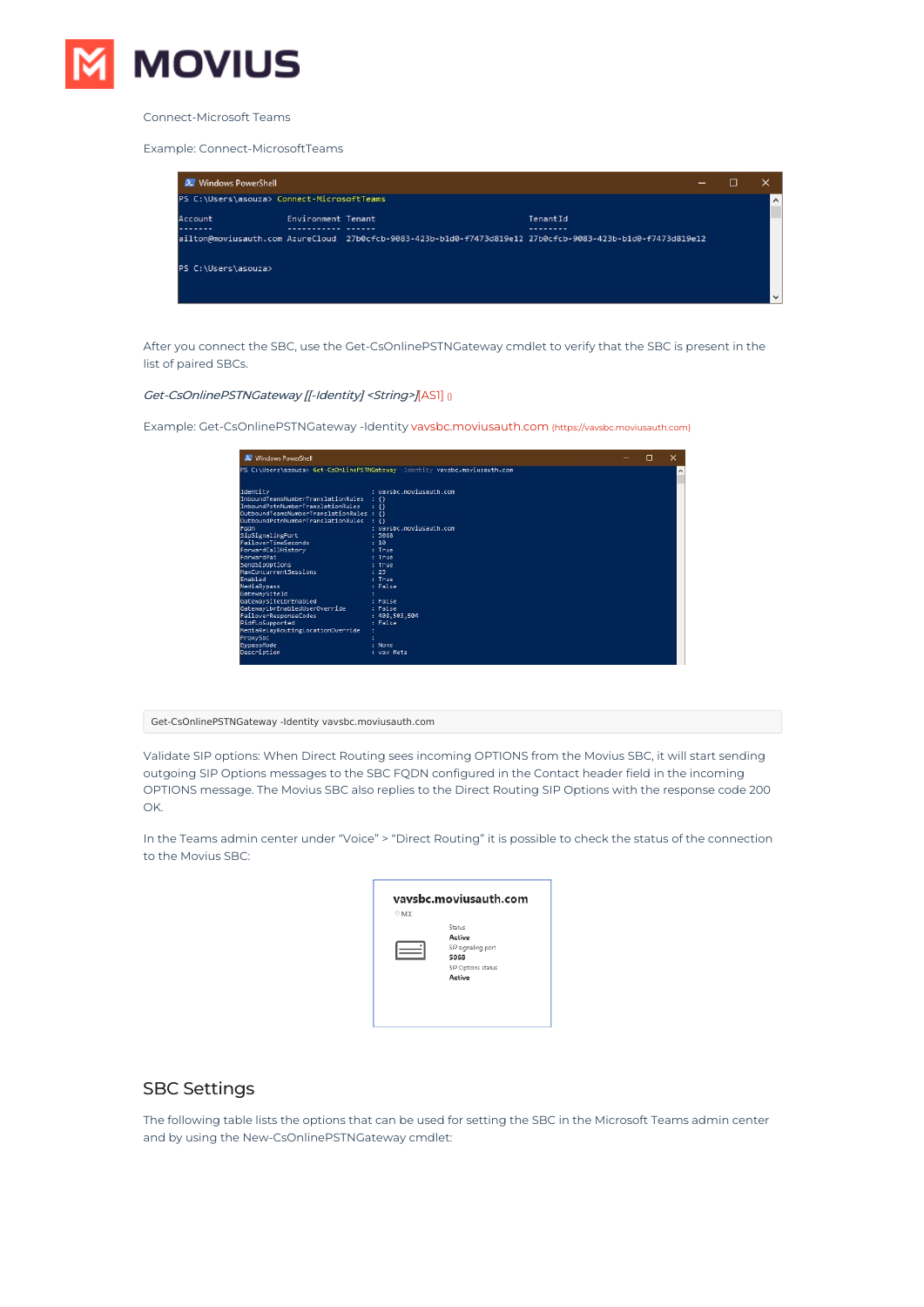Connect-Microsoft Teams

Example: Connect-MicrosoftTeams

```
PS C:\Users\asouza> Connect-MicrosoftTeams

Account                   Environment Tenant                               TenantId
-------                   ----------- ------                               --------
ailton@moviusauth.com     AzureCloud  27b0cfcb-9083-423b-b1d0-f7473d819e12 27b0cfcb-9083-423b-b1d0-f7473d819e12

PS C:\Users\asouza>
```

After you connect the SBC, use the Get-CsOnlinePSTNGateway cmdlet to verify that the SBC is present in the list of paired SBCs.

*Get-CsOnlinePSTNGateway [[-Identity] <String>]*[AS1] ()

Example: Get-CsOnlinePSTNGateway -Identity vavsbc.moviusauth.com (https://vavsbc.moviusauth.com)

```
PS C:\Users\asouza> Get-CsOnlinePSTNGateway -Identity vavsbc.moviusauth.com

Identity                              : vavsbc.moviusauth.com
InboundTeamsNumberTranslationRules    : {}
InboundPstnNumberTranslationRules     : {}
OutboundTeamsNumberTranslationRules   : {}
OutboundPstnNumberTranslationRules    : {}
Fqdn                                  : vavsbc.moviusauth.com
SipSignalingPort                      : 5068
FailoverTimeSeconds                   : 10
ForwardCallHistory                    : True
ForwardPai                            : True
SendSipOptions                        : True
MaxConcurrentSessions                 : 25
Enabled                               : True
MediaBypass                           : False
GatewaySiteId                         :
GatewaySiteLbrEnabled                 : False
GatewayLbrEnabledUserOverride         : False
FailoverResponseCodes                 : 408,503,504
PidfLoSupported                       : False
MediaRelayRoutingLocationOverride     :
ProxySbc                              :
BypassMode                            : None
Description                           : vav Meta
```

```
Get-CsOnlinePSTNGateway -Identity vavsbc.moviusauth.com
```

Validate SIP options: When Direct Routing sees incoming OPTIONS from the Movius SBC, it will start sending outgoing SIP Options messages to the SBC FQDN configured in the Contact header field in the incoming OPTIONS message. The Movius SBC also replies to the Direct Routing SIP Options with the response code 200 OK.

In the Teams admin center under "Voice" > "Direct Routing" it is possible to check the status of the connection to the Movius SBC:

**vavsbc.moviusauth.com**

MX

Status
**Active**
SIP signaling port
**5068**
SIP Options status
**Active**

## SBC Settings

The following table lists the options that can be used for setting the SBC in the Microsoft Teams admin center and by using the New-CsOnlinePSTNGateway cmdlet: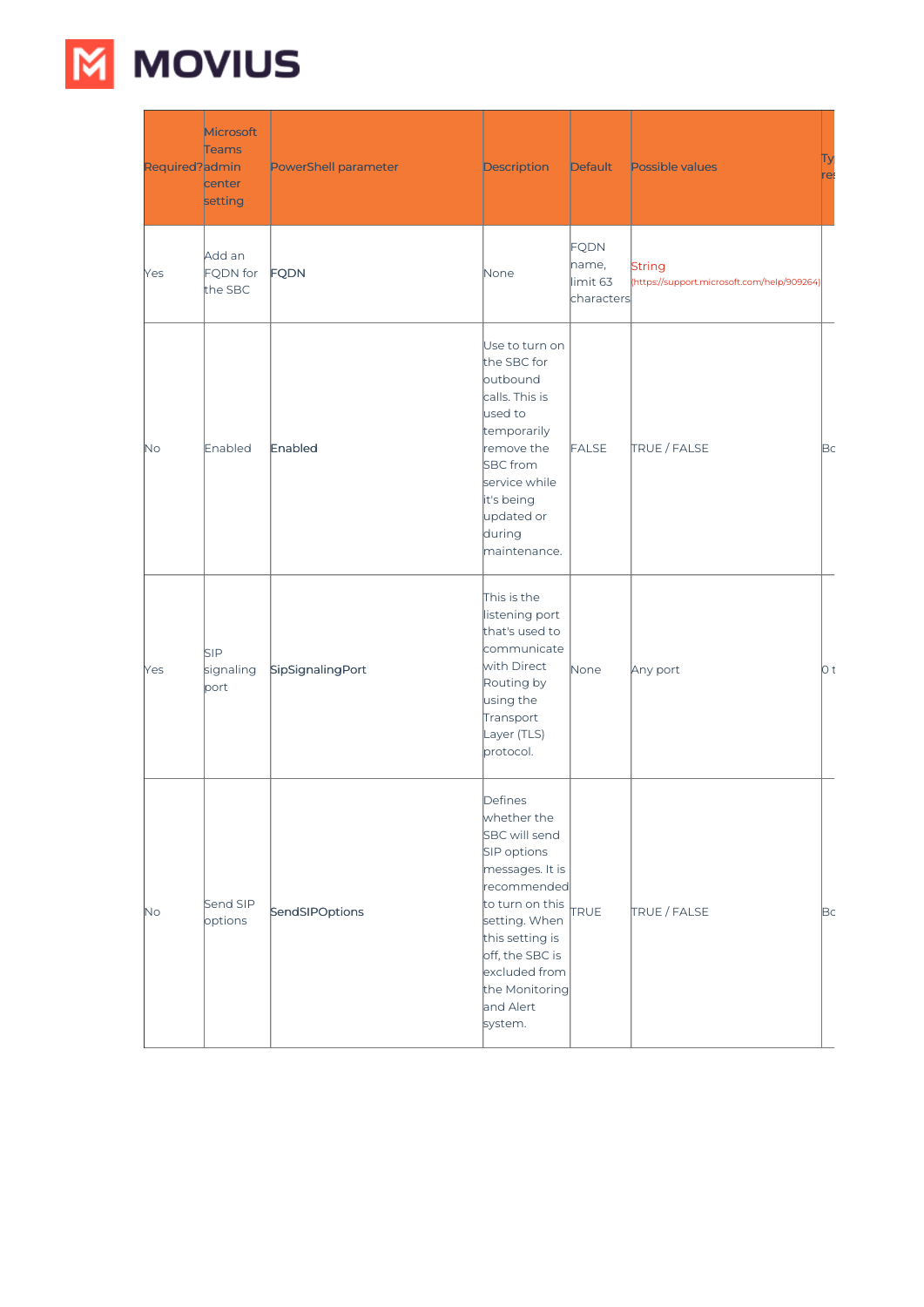| Required? | Microsoft Teams admin center setting | PowerShell parameter | Description | Default | Possible values | Ty re |
|---|---|---|---|---|---|---|
| Yes | Add an FQDN for the SBC | FQDN | None | FQDN name, limit 63 characters | String (https://support.microsoft.com/help/909264) | |
| No | Enabled | Enabled | Use to turn on the SBC for outbound calls. This is used to temporarily remove the SBC from service while it's being updated or during maintenance. | FALSE | TRUE / FALSE | Bo |
| Yes | SIP signaling port | SipSignalingPort | This is the listening port that's used to communicate with Direct Routing by using the Transport Layer (TLS) protocol. | None | Any port | 0 t |
| No | Send SIP options | SendSIPOptions | Defines whether the SBC will send SIP options messages. It is recommended to turn on this setting. When this setting is off, the SBC is excluded from the Monitoring and Alert system. | TRUE | TRUE / FALSE | Bo |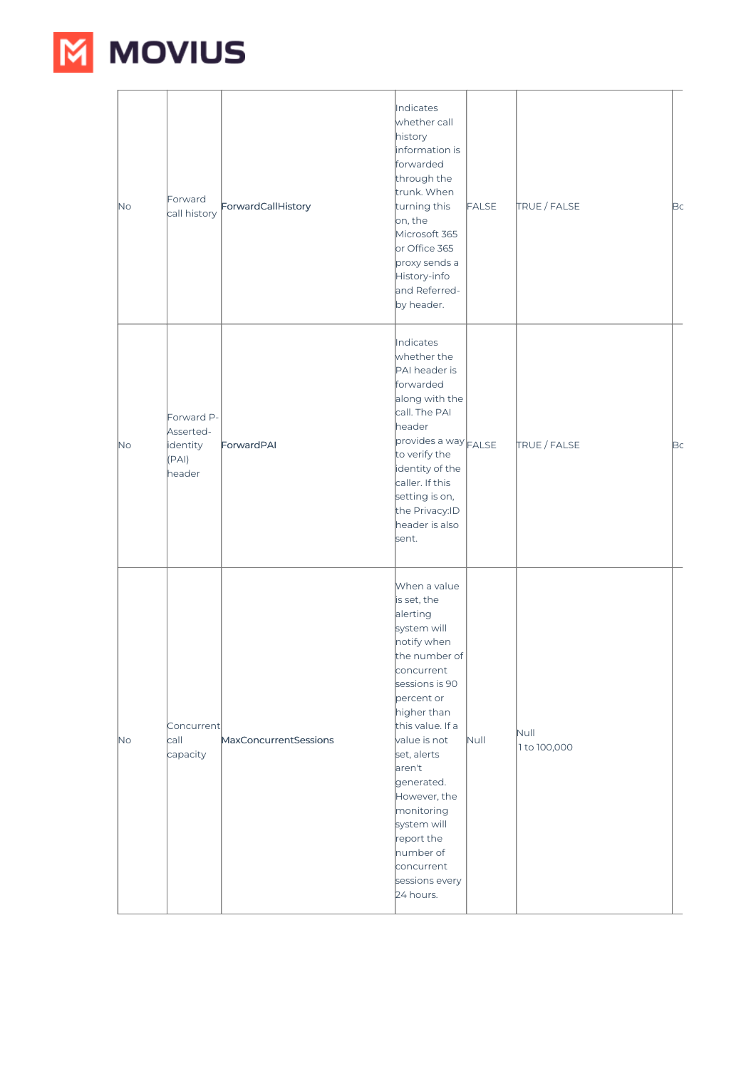| | | | | | | |
|---|---|---|---|---|---|---|
| No | Forward call history | ForwardCallHistory | Indicates whether call history information is forwarded through the trunk. When turning this on, the Microsoft 365 or Office 365 proxy sends a History-info and Referred-by header. | FALSE | TRUE / FALSE | Bo |
| No | Forward P-Asserted-identity (PAI) header | ForwardPAI | Indicates whether the PAI header is forwarded along with the call. The PAI header provides a way to verify the identity of the caller. If this setting is on, the Privacy:ID header is also sent. | FALSE | TRUE / FALSE | Bo |
| No | Concurrent call capacity | MaxConcurrentSessions | When a value is set, the alerting system will notify when the number of concurrent sessions is 90 percent or higher than this value. If a value is not set, alerts aren't generated. However, the monitoring system will report the number of concurrent sessions every 24 hours. | Null | Null<br>1 to 100,000 | |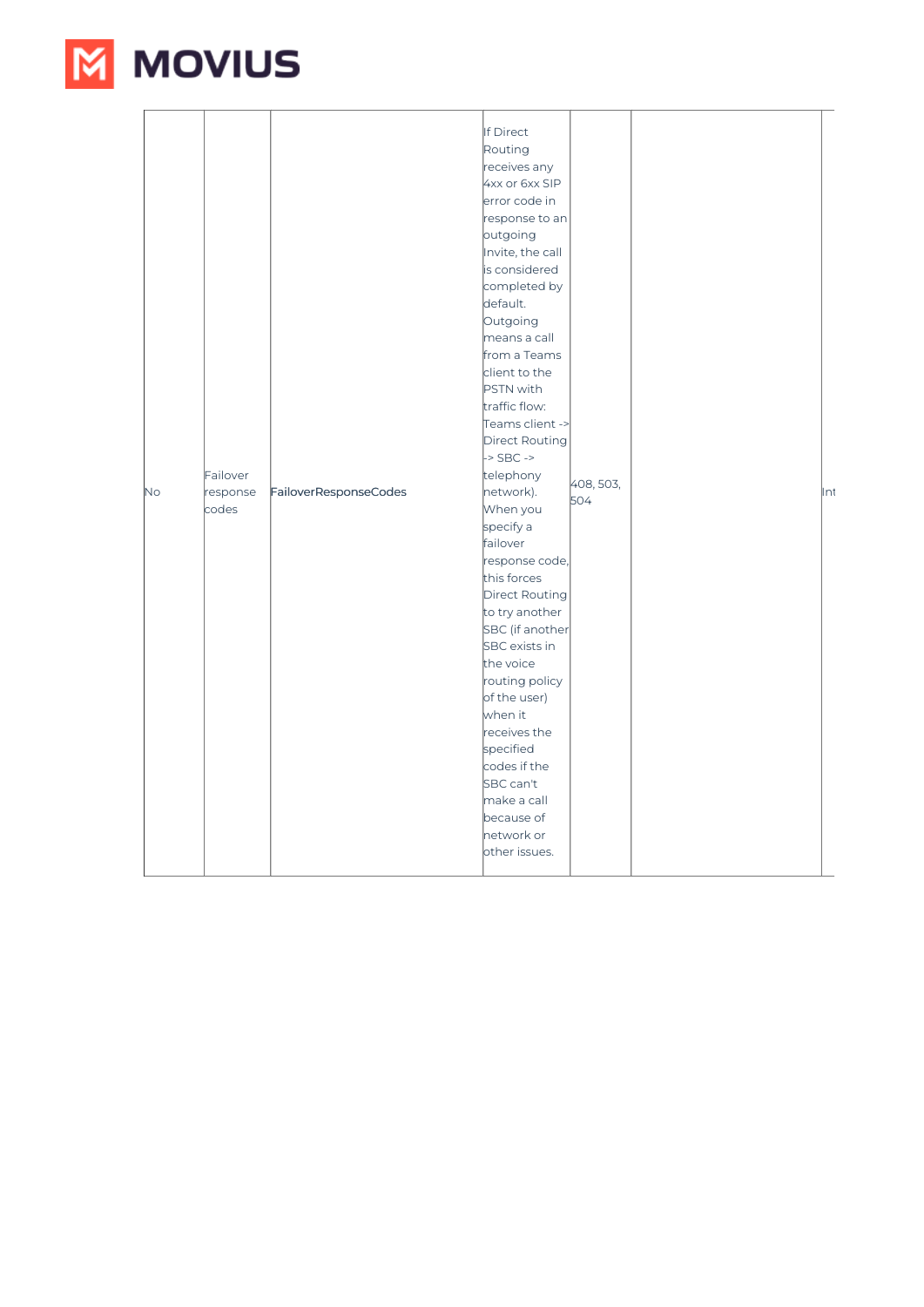| No | Failover response codes | FailoverResponseCodes | If Direct Routing receives any 4xx or 6xx SIP error code in response to an outgoing Invite, the call is considered completed by default. Outgoing means a call from a Teams client to the PSTN with traffic flow: Teams client -> Direct Routing -> SBC -> telephony network). When you specify a failover response code, this forces Direct Routing to try another SBC (if another SBC exists in the voice routing policy of the user) when it receives the specified codes if the SBC can't make a call because of network or other issues. | 408, 503, 504 | | Int |
|---|---|---|---|---|---|---|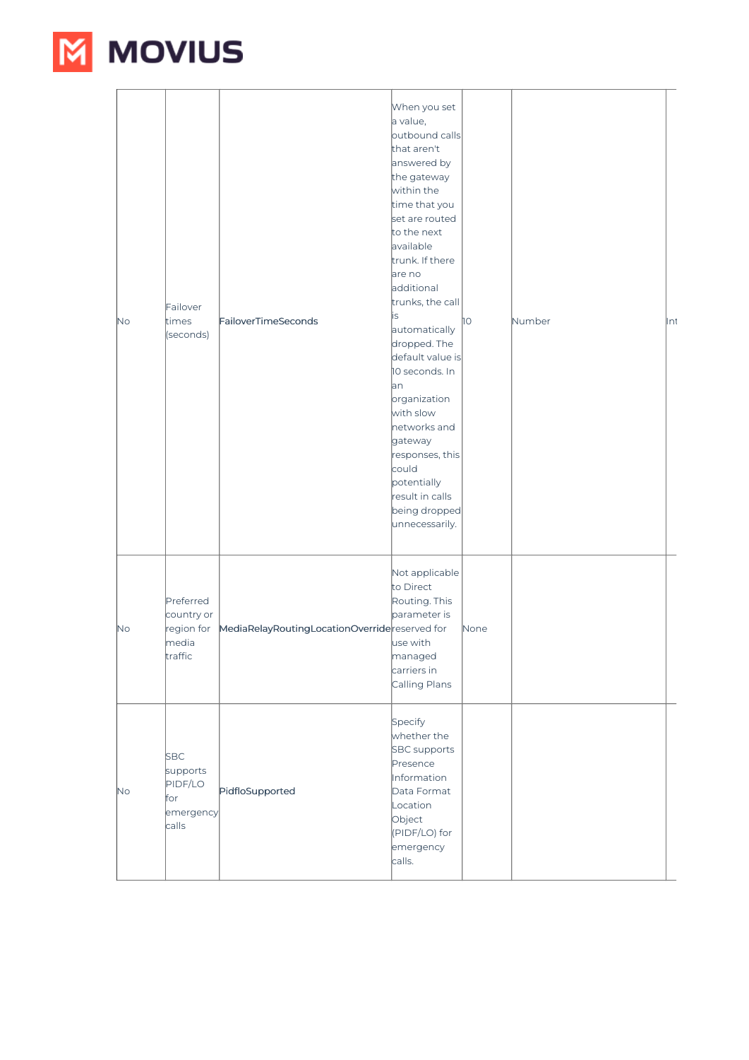| | | | | | | |
|---|---|---|---|---|---|---|
| No | Failover times (seconds) | FailoverTimeSeconds | When you set a value, outbound calls that aren't answered by the gateway within the time that you set are routed to the next available trunk. If there are no additional trunks, the call is automatically dropped. The default value is 10 seconds. In an organization with slow networks and gateway responses, this could potentially result in calls being dropped unnecessarily. | 10 | Number | Int |
| No | Preferred country or region for media traffic | MediaRelayRoutingLocationOverride | Not applicable to Direct Routing. This parameter is reserved for use with managed carriers in Calling Plans | None | | |
| No | SBC supports PIDF/LO for emergency calls | PidfloSupported | Specify whether the SBC supports Presence Information Data Format Location Object (PIDF/LO) for emergency calls. | | | |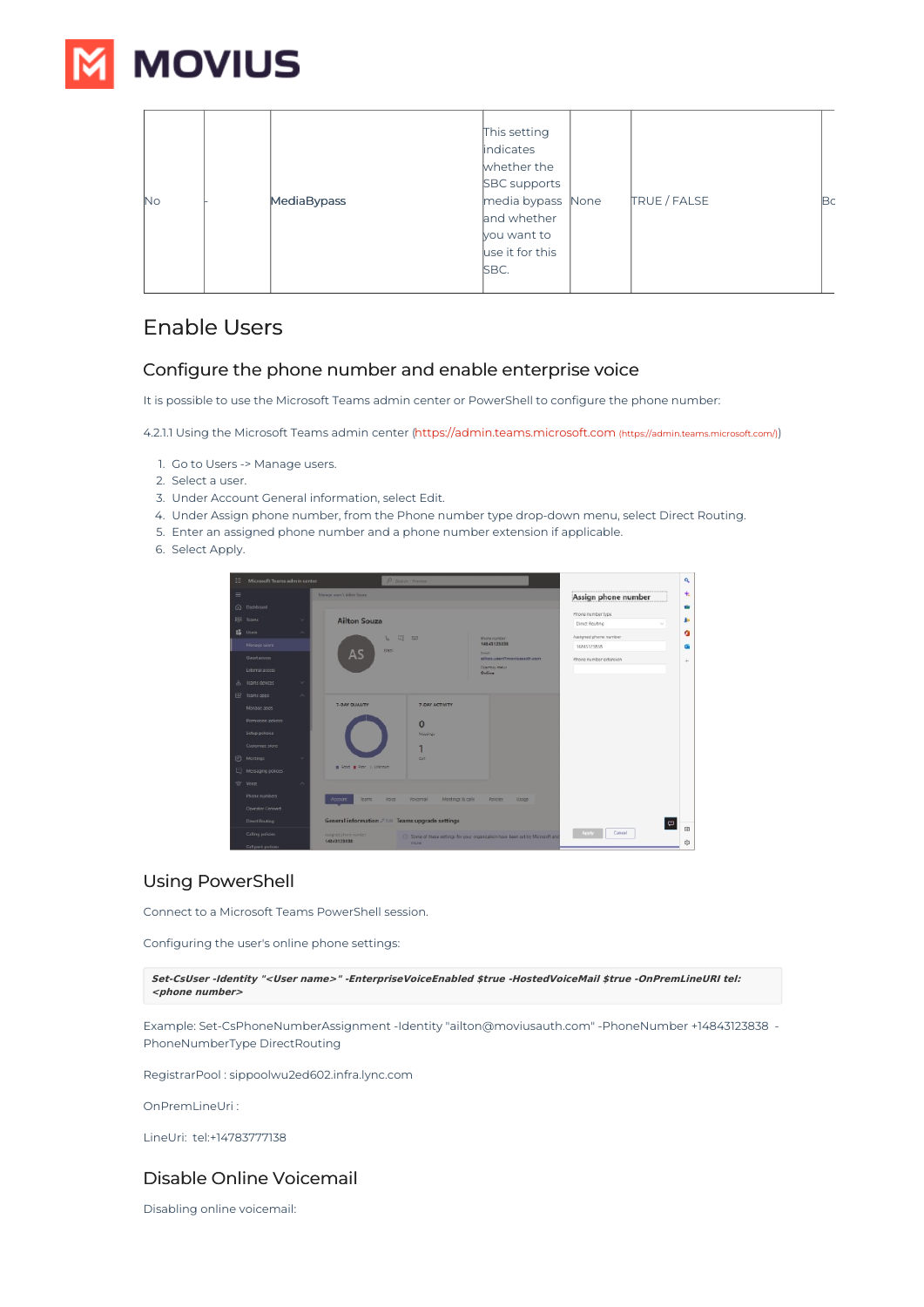| No | - | MediaBypass | This setting indicates whether the SBC supports media bypass and whether you want to use it for this SBC. | None | TRUE / FALSE | Bc |
|---|---|---|---|---|---|---|

## Enable Users

### Configure the phone number and enable enterprise voice

It is possible to use the Microsoft Teams admin center or PowerShell to configure the phone number:

4.2.1.1 Using the Microsoft Teams admin center (https://admin.teams.microsoft.com (https://admin.teams.microsoft.com/))

1. Go to Users -> Manage users.
2. Select a user.
3. Under Account General information, select Edit.
4. Under Assign phone number, from the Phone number type drop-down menu, select Direct Routing.
5. Enter an assigned phone number and a phone number extension if applicable.
6. Select Apply.

### Using PowerShell

Connect to a Microsoft Teams PowerShell session.

Configuring the user's online phone settings:

```
Set-CsUser -Identity "<User name>" -EnterpriseVoiceEnabled $true -HostedVoiceMail $true -OnPremLineURI tel:<phone number>
```

Example: Set-CsPhoneNumberAssignment -Identity "ailton@moviusauth.com" -PhoneNumber +14843123838 -PhoneNumberType DirectRouting

RegistrarPool : sippoolwu2ed602.infra.lync.com

OnPremLineUri :

LineUri: tel:+14783777138

### Disable Online Voicemail

Disabling online voicemail: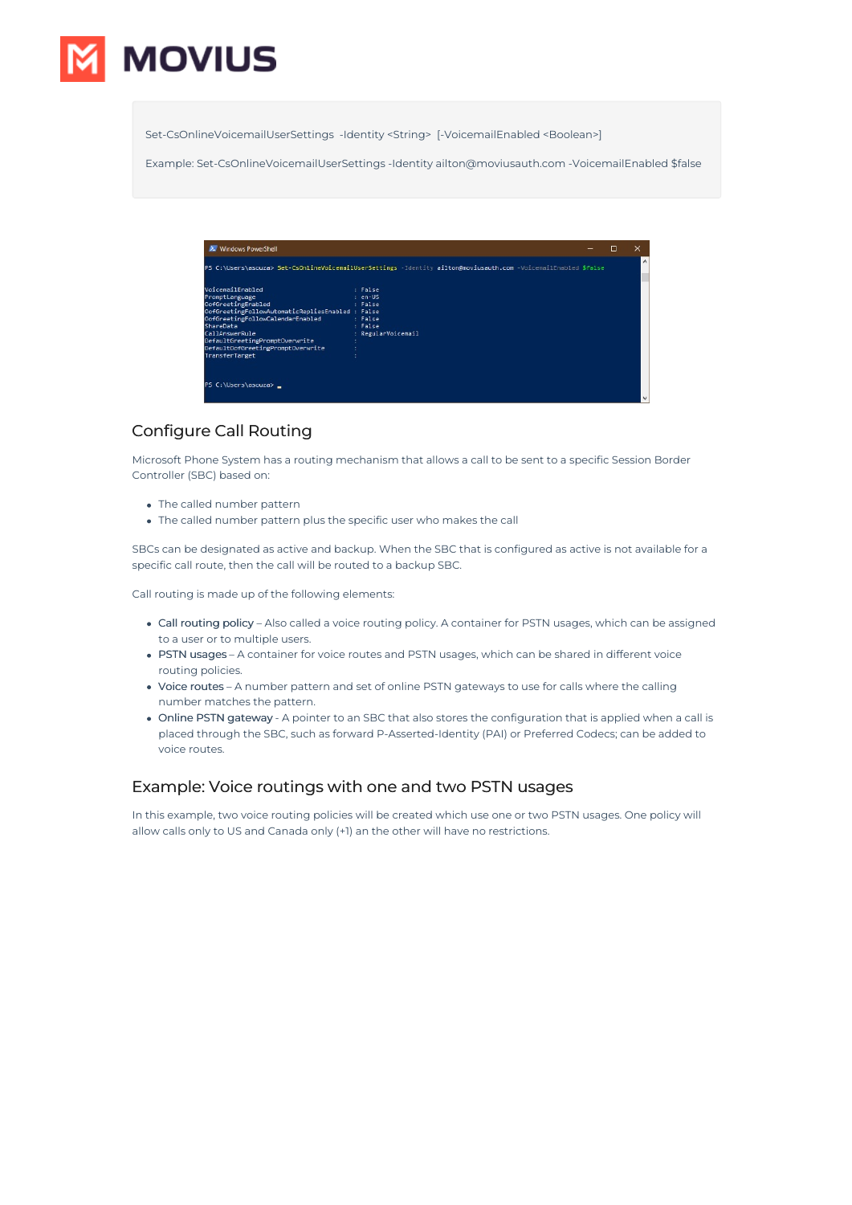```
Set-CsOnlineVoicemailUserSettings  -Identity <String>  [-VoicemailEnabled <Boolean>]

Example: Set-CsOnlineVoicemailUserSettings -Identity ailton@moviusauth.com -VoicemailEnabled $false
```

## Configure Call Routing

Microsoft Phone System has a routing mechanism that allows a call to be sent to a specific Session Border Controller (SBC) based on:

- The called number pattern
- The called number pattern plus the specific user who makes the call

SBCs can be designated as active and backup. When the SBC that is configured as active is not available for a specific call route, then the call will be routed to a backup SBC.

Call routing is made up of the following elements:

- Call routing policy – Also called a voice routing policy. A container for PSTN usages, which can be assigned to a user or to multiple users.
- PSTN usages – A container for voice routes and PSTN usages, which can be shared in different voice routing policies.
- Voice routes – A number pattern and set of online PSTN gateways to use for calls where the calling number matches the pattern.
- Online PSTN gateway - A pointer to an SBC that also stores the configuration that is applied when a call is placed through the SBC, such as forward P-Asserted-Identity (PAI) or Preferred Codecs; can be added to voice routes.

## Example: Voice routings with one and two PSTN usages

In this example, two voice routing policies will be created which use one or two PSTN usages. One policy will allow calls only to US and Canada only (+1) an the other will have no restrictions.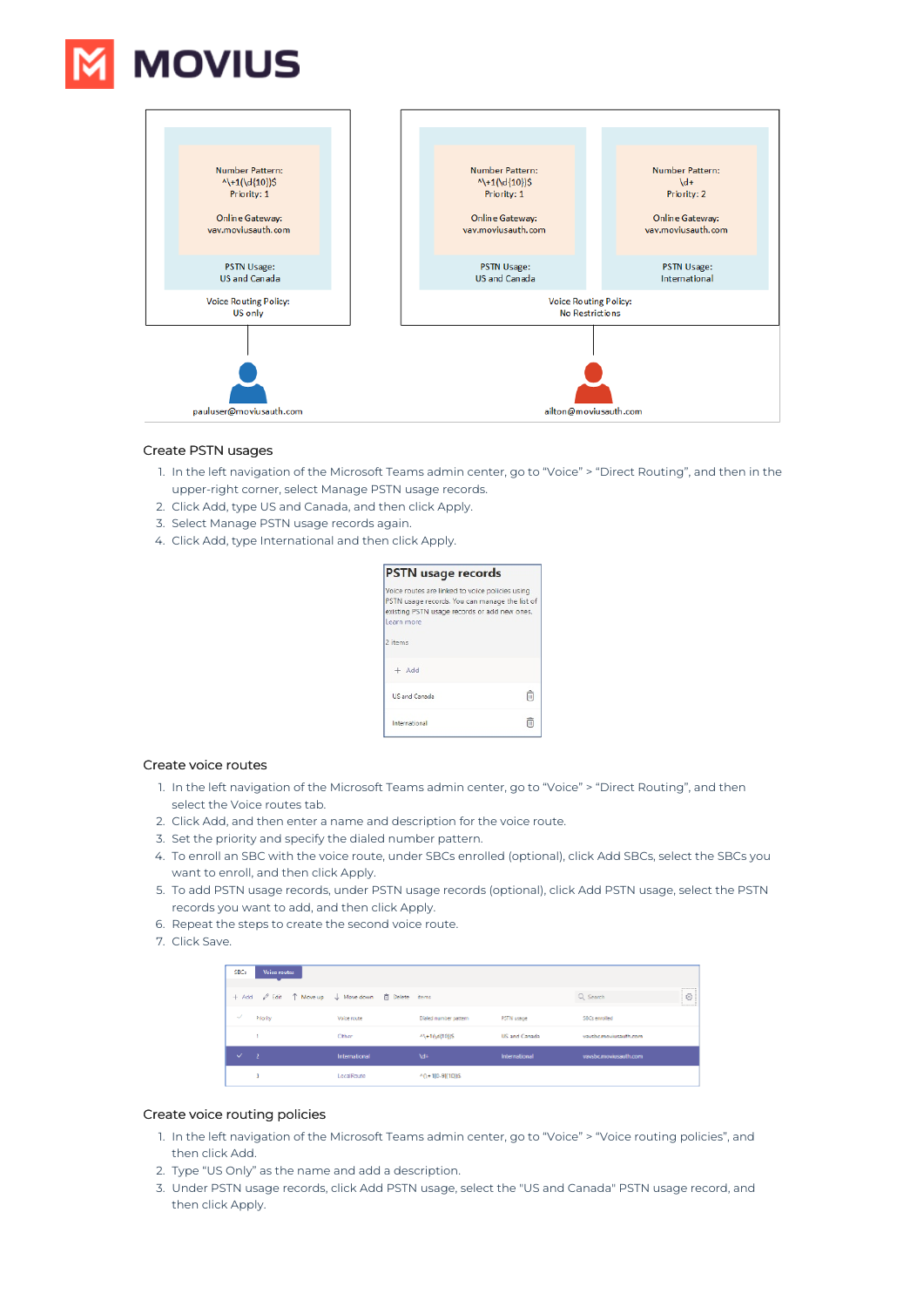### Create PSTN usages

1. In the left navigation of the Microsoft Teams admin center, go to "Voice" > "Direct Routing", and then in the upper-right corner, select Manage PSTN usage records.
2. Click Add, type US and Canada, and then click Apply.
3. Select Manage PSTN usage records again.
4. Click Add, type International and then click Apply.

### Create voice routes

1. In the left navigation of the Microsoft Teams admin center, go to "Voice" > "Direct Routing", and then select the Voice routes tab.
2. Click Add, and then enter a name and description for the voice route.
3. Set the priority and specify the dialed number pattern.
4. To enroll an SBC with the voice route, under SBCs enrolled (optional), click Add SBCs, select the SBCs you want to enroll, and then click Apply.
5. To add PSTN usage records, under PSTN usage records (optional), click Add PSTN usage, select the PSTN records you want to add, and then click Apply.
6. Repeat the steps to create the second voice route.
7. Click Save.

### Create voice routing policies

1. In the left navigation of the Microsoft Teams admin center, go to "Voice" > "Voice routing policies", and then click Add.
2. Type "US Only" as the name and add a description.
3. Under PSTN usage records, click Add PSTN usage, select the "US and Canada" PSTN usage record, and then click Apply.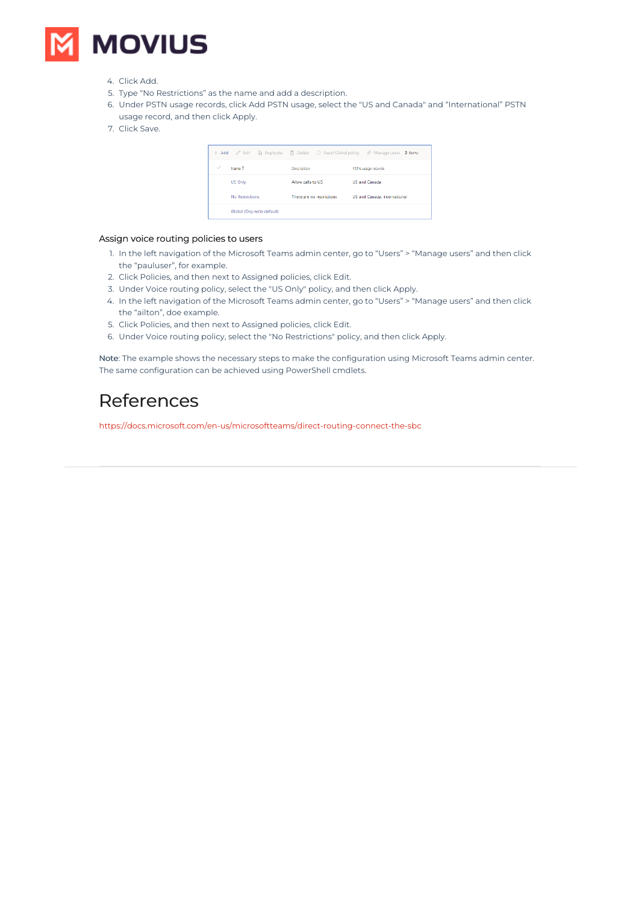4. Click Add.
5. Type “No Restrictions” as the name and add a description.
6. Under PSTN usage records, click Add PSTN usage, select the "US and Canada" and “International” PSTN usage record, and then click Apply.
7. Click Save.

+ Add  Edit  Duplicate  Delete  Reset Global policy  Manage users  3 items

| Name ↑ | Description | PSTN usage records |
| --- | --- | --- |
| US Only | Allow calls to US | US and Canada |
| No Restrictions | There are no restrictions | US and Canada, International |
| Global (Org-wide default) | | |

### Assign voice routing policies to users

1. In the left navigation of the Microsoft Teams admin center, go to “Users” > “Manage users” and then click the “pauluser”, for example.
2. Click Policies, and then next to Assigned policies, click Edit.
3. Under Voice routing policy, select the "US Only" policy, and then click Apply.
4. In the left navigation of the Microsoft Teams admin center, go to “Users” > “Manage users” and then click the “ailton”, doe example.
5. Click Policies, and then next to Assigned policies, click Edit.
6. Under Voice routing policy, select the "No Restrictions" policy, and then click Apply.

**Note**: The example shows the necessary steps to make the configuration using Microsoft Teams admin center. The same configuration can be achieved using PowerShell cmdlets.

# References

https://docs.microsoft.com/en-us/microsoftteams/direct-routing-connect-the-sbc